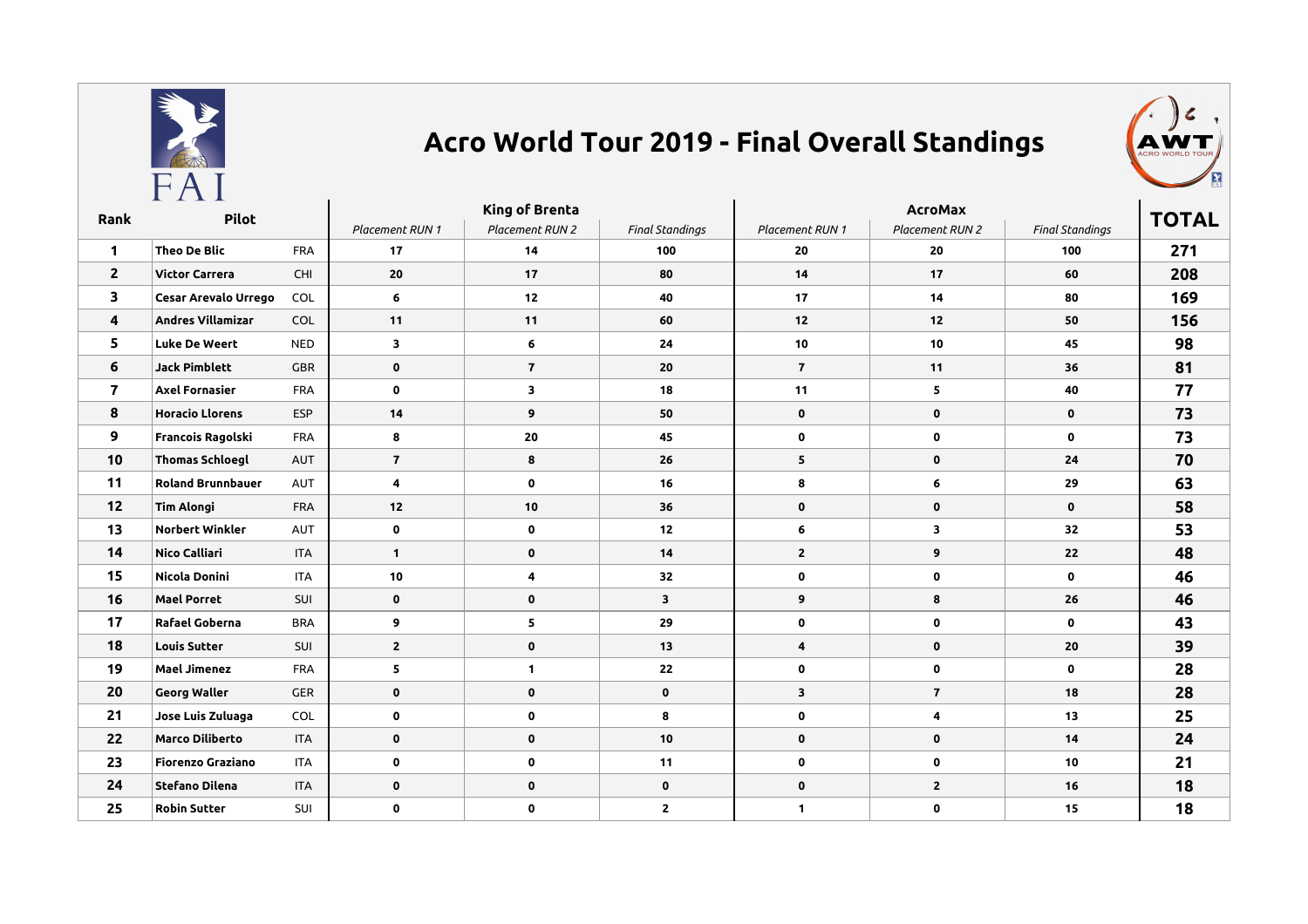# Acro World Tour 2019 - Final Overall Standings

| Rank | Pilot | | King of Brenta | | | AcroMax | | | TOTAL |
|---|---|---|---|---|---|---|---|---|---|
| | | | *Placement RUN 1* | *Placement RUN 2* | *Final Standings* | *Placement RUN 1* | *Placement RUN 2* | *Final Standings* | |
| 1 | **Theo De Blic** | FRA | 17 | 14 | 100 | 20 | 20 | 100 | 271 |
| 2 | **Victor Carrera** | CHI | 20 | 17 | 80 | 14 | 17 | 60 | 208 |
| 3 | **Cesar Arevalo Urrego** | COL | 6 | 12 | 40 | 17 | 14 | 80 | 169 |
| 4 | **Andres Villamizar** | COL | 11 | 11 | 60 | 12 | 12 | 50 | 156 |
| 5 | **Luke De Weert** | NED | 3 | 6 | 24 | 10 | 10 | 45 | 98 |
| 6 | **Jack Pimblett** | GBR | 0 | 7 | 20 | 7 | 11 | 36 | 81 |
| 7 | **Axel Fornasier** | FRA | 0 | 3 | 18 | 11 | 5 | 40 | 77 |
| 8 | **Horacio Llorens** | ESP | 14 | 9 | 50 | 0 | 0 | 0 | 73 |
| 9 | **Francois Ragolski** | FRA | 8 | 20 | 45 | 0 | 0 | 0 | 73 |
| 10 | **Thomas Schloegl** | AUT | 7 | 8 | 26 | 5 | 0 | 24 | 70 |
| 11 | **Roland Brunnbauer** | AUT | 4 | 0 | 16 | 8 | 6 | 29 | 63 |
| 12 | **Tim Alongi** | FRA | 12 | 10 | 36 | 0 | 0 | 0 | 58 |
| 13 | **Norbert Winkler** | AUT | 0 | 0 | 12 | 6 | 3 | 32 | 53 |
| 14 | **Nico Calliari** | ITA | 1 | 0 | 14 | 2 | 9 | 22 | 48 |
| 15 | **Nicola Donini** | ITA | 10 | 4 | 32 | 0 | 0 | 0 | 46 |
| 16 | **Mael Porret** | SUI | 0 | 0 | 3 | 9 | 8 | 26 | 46 |
| 17 | **Rafael Goberna** | BRA | 9 | 5 | 29 | 0 | 0 | 0 | 43 |
| 18 | **Louis Sutter** | SUI | 2 | 0 | 13 | 4 | 0 | 20 | 39 |
| 19 | **Mael Jimenez** | FRA | 5 | 1 | 22 | 0 | 0 | 0 | 28 |
| 20 | **Georg Waller** | GER | 0 | 0 | 0 | 3 | 7 | 18 | 28 |
| 21 | **Jose Luis Zuluaga** | COL | 0 | 0 | 8 | 0 | 4 | 13 | 25 |
| 22 | **Marco Diliberto** | ITA | 0 | 0 | 10 | 0 | 0 | 14 | 24 |
| 23 | **Fiorenzo Graziano** | ITA | 0 | 0 | 11 | 0 | 0 | 10 | 21 |
| 24 | **Stefano Dilena** | ITA | 0 | 0 | 0 | 0 | 2 | 16 | 18 |
| 25 | **Robin Sutter** | SUI | 0 | 0 | 2 | 1 | 0 | 15 | 18 |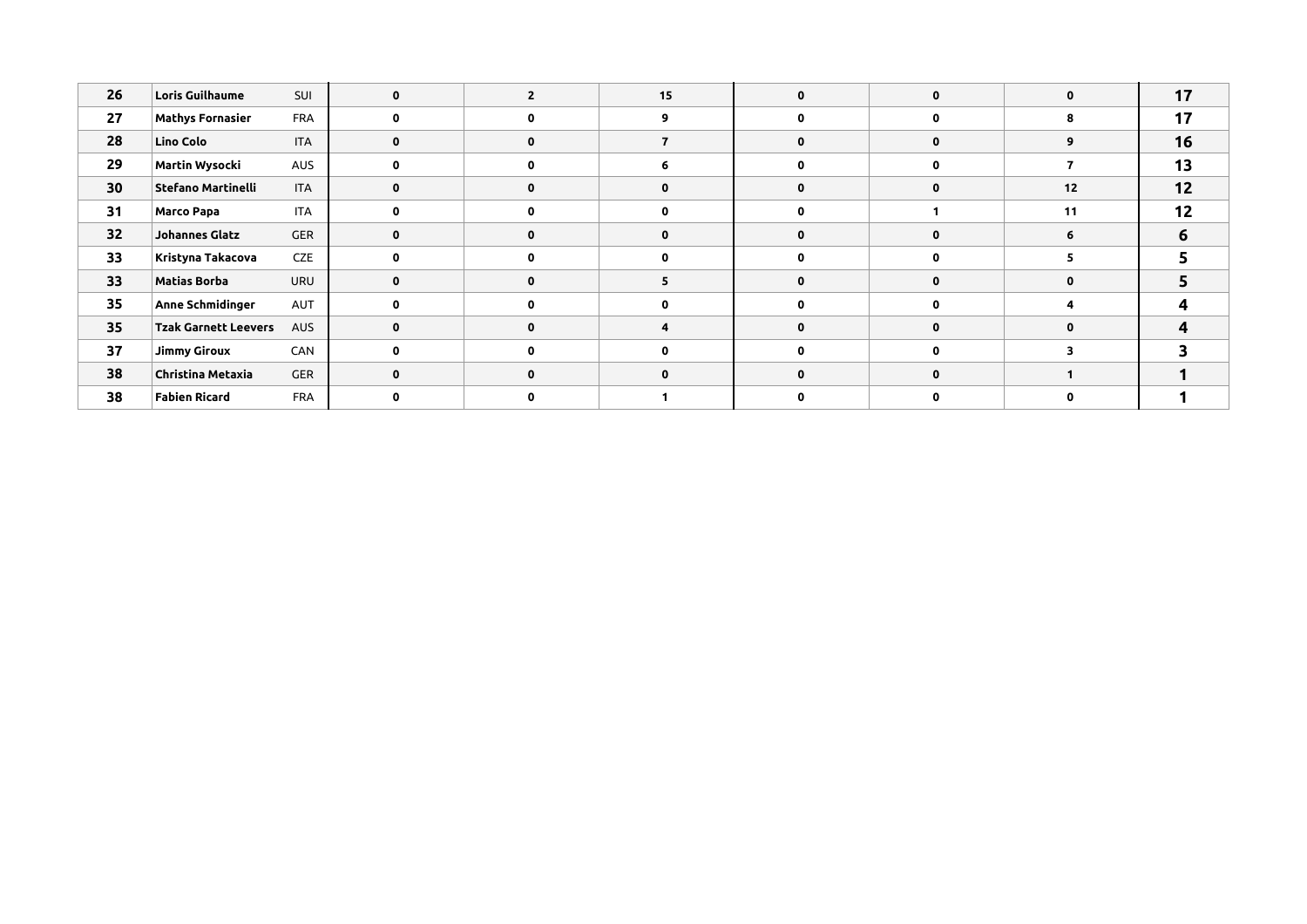| | | | | | | | | | |
|---|---|---|---|---|---|---|---|---|---|
| 26 | Loris Guilhaume | SUI | 0 | 2 | 15 | 0 | 0 | 0 | 17 |
| 27 | Mathys Fornasier | FRA | 0 | 0 | 9 | 0 | 0 | 8 | 17 |
| 28 | Lino Colo | ITA | 0 | 0 | 7 | 0 | 0 | 9 | 16 |
| 29 | Martin Wysocki | AUS | 0 | 0 | 6 | 0 | 0 | 7 | 13 |
| 30 | Stefano Martinelli | ITA | 0 | 0 | 0 | 0 | 0 | 12 | 12 |
| 31 | Marco Papa | ITA | 0 | 0 | 0 | 0 | 1 | 11 | 12 |
| 32 | Johannes Glatz | GER | 0 | 0 | 0 | 0 | 0 | 6 | 6 |
| 33 | Kristyna Takacova | CZE | 0 | 0 | 0 | 0 | 0 | 5 | 5 |
| 33 | Matias Borba | URU | 0 | 0 | 5 | 0 | 0 | 0 | 5 |
| 35 | Anne Schmidinger | AUT | 0 | 0 | 0 | 0 | 0 | 4 | 4 |
| 35 | Tzak Garnett Leevers | AUS | 0 | 0 | 4 | 0 | 0 | 0 | 4 |
| 37 | Jimmy Giroux | CAN | 0 | 0 | 0 | 0 | 0 | 3 | 3 |
| 38 | Christina Metaxia | GER | 0 | 0 | 0 | 0 | 0 | 1 | 1 |
| 38 | Fabien Ricard | FRA | 0 | 0 | 1 | 0 | 0 | 0 | 1 |